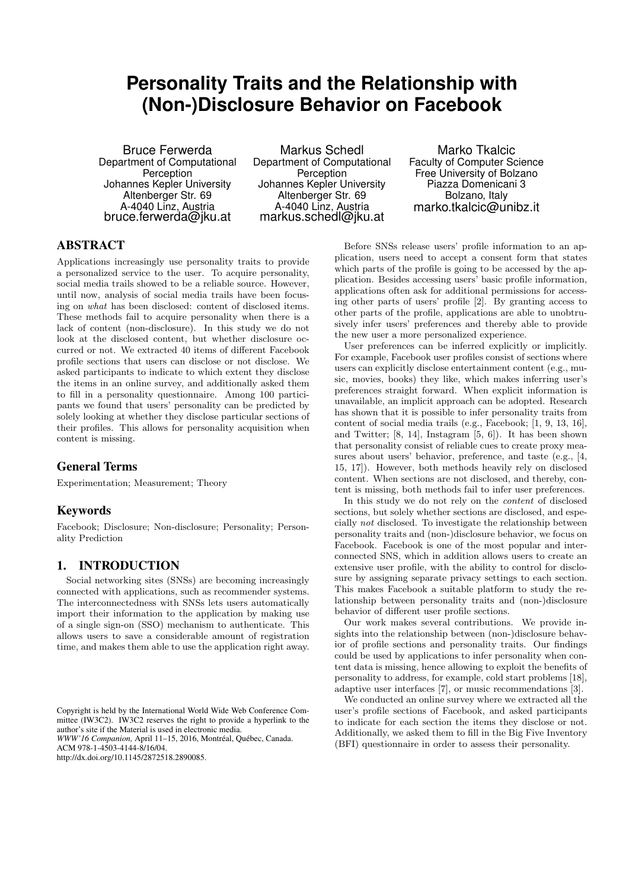# Personality Traits and the Relationship with (Non-)Disclosure Behavior on Facebook

Bruce Ferwerda
Department of Computational Perception
Johannes Kepler University
Altenberger Str. 69
A-4040 Linz, Austria
bruce.ferwerda@jku.at

Markus Schedl
Department of Computational Perception
Johannes Kepler University
Altenberger Str. 69
A-4040 Linz, Austria
markus.schedl@jku.at

Marko Tkalcic
Faculty of Computer Science
Free University of Bolzano
Piazza Domenicani 3
Bolzano, Italy
marko.tkalcic@unibz.it

## ABSTRACT

Applications increasingly use personality traits to provide a personalized service to the user. To acquire personality, social media trails showed to be a reliable source. However, until now, analysis of social media trails have been focusing on *what* has been disclosed: content of disclosed items. These methods fail to acquire personality when there is a lack of content (non-disclosure). In this study we do not look at the disclosed content, but whether disclosure occurred or not. We extracted 40 items of different Facebook profile sections that users can disclose or not disclose. We asked participants to indicate to which extent they disclose the items in an online survey, and additionally asked them to fill in a personality questionnaire. Among 100 participants we found that users' personality can be predicted by solely looking at whether they disclose particular sections of their profiles. This allows for personality acquisition when content is missing.

## General Terms

Experimentation; Measurement; Theory

## Keywords

Facebook; Disclosure; Non-disclosure; Personality; Personality Prediction

## 1. INTRODUCTION

Social networking sites (SNSs) are becoming increasingly connected with applications, such as recommender systems. The interconnectedness with SNSs lets users automatically import their information to the application by making use of a single sign-on (SSO) mechanism to authenticate. This allows users to save a considerable amount of registration time, and makes them able to use the application right away.

Copyright is held by the International World Wide Web Conference Committee (IW3C2). IW3C2 reserves the right to provide a hyperlink to the author's site if the Material is used in electronic media.
*WWW'16 Companion,* April 11–15, 2016, Montréal, Québec, Canada.
ACM 978-1-4503-4144-8/16/04.
http://dx.doi.org/10.1145/2872518.2890085.

Before SNSs release users' profile information to an application, users need to accept a consent form that states which parts of the profile is going to be accessed by the application. Besides accessing users' basic profile information, applications often ask for additional permissions for accessing other parts of users' profile [2]. By granting access to other parts of the profile, applications are able to unobtrusively infer users' preferences and thereby able to provide the new user a more personalized experience.

User preferences can be inferred explicitly or implicitly. For example, Facebook user profiles consist of sections where users can explicitly disclose entertainment content (e.g., music, movies, books) they like, which makes inferring user's preferences straight forward. When explicit information is unavailable, an implicit approach can be adopted. Research has shown that it is possible to infer personality traits from content of social media trails (e.g., Facebook; [1, 9, 13, 16], and Twitter; [8, 14], Instagram [5, 6]). It has been shown that personality consist of reliable cues to create proxy measures about users' behavior, preference, and taste (e.g., [4, 15, 17]). However, both methods heavily rely on disclosed content. When sections are not disclosed, and thereby, content is missing, both methods fail to infer user preferences.

In this study we do not rely on the *content* of disclosed sections, but solely whether sections are disclosed, and especially *not* disclosed. To investigate the relationship between personality traits and (non-)disclosure behavior, we focus on Facebook. Facebook is one of the most popular and interconnected SNS, which in addition allows users to create an extensive user profile, with the ability to control for disclosure by assigning separate privacy settings to each section. This makes Facebook a suitable platform to study the relationship between personality traits and (non-)disclosure behavior of different user profile sections.

Our work makes several contributions. We provide insights into the relationship between (non-)disclosure behavior of profile sections and personality traits. Our findings could be used by applications to infer personality when content data is missing, hence allowing to exploit the benefits of personality to address, for example, cold start problems [18], adaptive user interfaces [7], or music recommendations [3].

We conducted an online survey where we extracted all the user's profile sections of Facebook, and asked participants to indicate for each section the items they disclose or not. Additionally, we asked them to fill in the Big Five Inventory (BFI) questionnaire in order to assess their personality.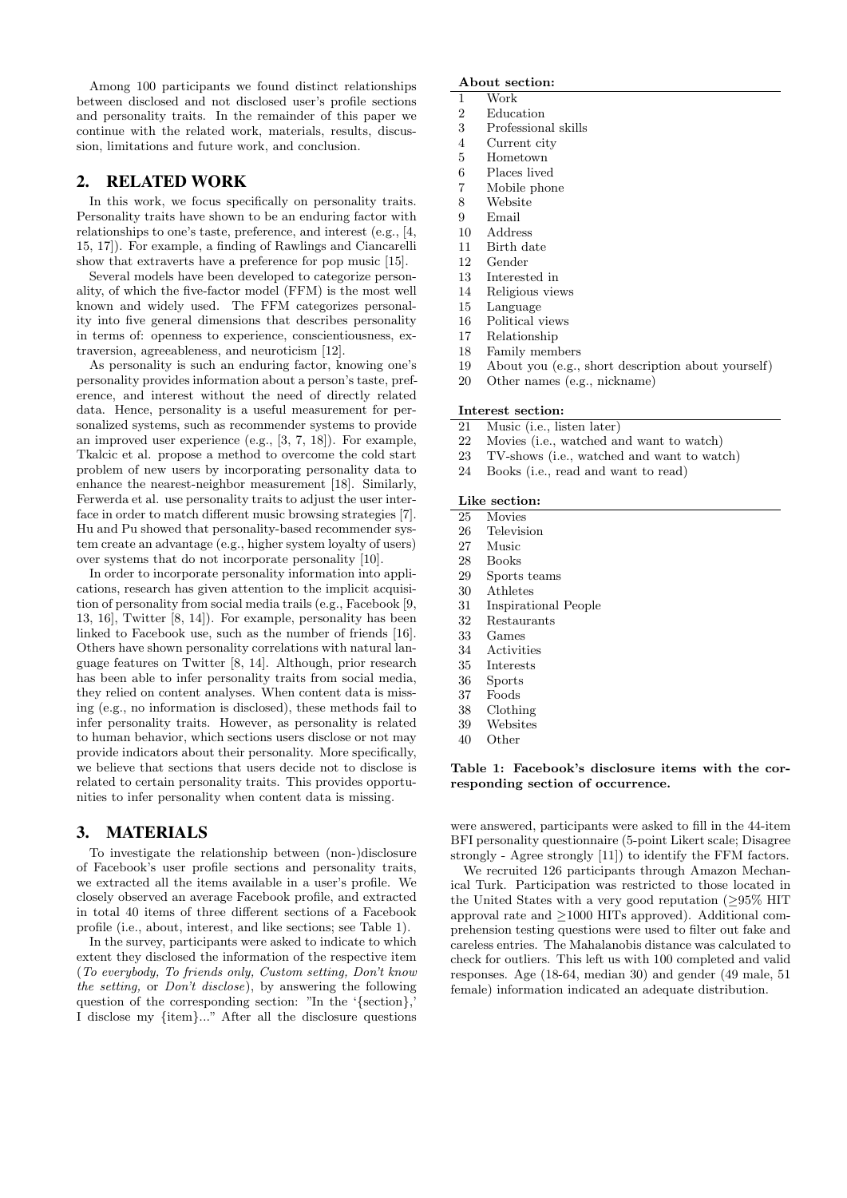Among 100 participants we found distinct relationships between disclosed and not disclosed user's profile sections and personality traits. In the remainder of this paper we continue with the related work, materials, results, discussion, limitations and future work, and conclusion.

## 2. RELATED WORK

In this work, we focus specifically on personality traits. Personality traits have shown to be an enduring factor with relationships to one's taste, preference, and interest (e.g., [4, 15, 17]). For example, a finding of Rawlings and Ciancarelli show that extraverts have a preference for pop music [15].

Several models have been developed to categorize personality, of which the five-factor model (FFM) is the most well known and widely used. The FFM categorizes personality into five general dimensions that describes personality in terms of: openness to experience, conscientiousness, extraversion, agreeableness, and neuroticism [12].

As personality is such an enduring factor, knowing one's personality provides information about a person's taste, preference, and interest without the need of directly related data. Hence, personality is a useful measurement for personalized systems, such as recommender systems to provide an improved user experience (e.g., [3, 7, 18]). For example, Tkalcic et al. propose a method to overcome the cold start problem of new users by incorporating personality data to enhance the nearest-neighbor measurement [18]. Similarly, Ferwerda et al. use personality traits to adjust the user interface in order to match different music browsing strategies [7]. Hu and Pu showed that personality-based recommender system create an advantage (e.g., higher system loyalty of users) over systems that do not incorporate personality [10].

In order to incorporate personality information into applications, research has given attention to the implicit acquisition of personality from social media trails (e.g., Facebook [9, 13, 16], Twitter [8, 14]). For example, personality has been linked to Facebook use, such as the number of friends [16]. Others have shown personality correlations with natural language features on Twitter [8, 14]. Although, prior research has been able to infer personality traits from social media, they relied on content analyses. When content data is missing (e.g., no information is disclosed), these methods fail to infer personality traits. However, as personality is related to human behavior, which sections users disclose or not may provide indicators about their personality. More specifically, we believe that sections that users decide not to disclose is related to certain personality traits. This provides opportunities to infer personality when content data is missing.

## 3. MATERIALS

To investigate the relationship between (non-)disclosure of Facebook's user profile sections and personality traits, we extracted all the items available in a user's profile. We closely observed an average Facebook profile, and extracted in total 40 items of three different sections of a Facebook profile (i.e., about, interest, and like sections; see Table 1).

In the survey, participants were asked to indicate to which extent they disclosed the information of the respective item (*To everybody, To friends only, Custom setting, Don't know the setting,* or *Don't disclose*), by answering the following question of the corresponding section: "In the '{section},' I disclose my {item}..." After all the disclosure questions were answered, participants were asked to fill in the 44-item BFI personality questionnaire (5-point Likert scale; Disagree strongly - Agree strongly [11]) to identify the FFM factors.

We recruited 126 participants through Amazon Mechanical Turk. Participation was restricted to those located in the United States with a very good reputation (≥95% HIT approval rate and ≥1000 HITs approved). Additional comprehension testing questions were used to filter out fake and careless entries. The Mahalanobis distance was calculated to check for outliers. This left us with 100 completed and valid responses. Age (18-64, median 30) and gender (49 male, 51 female) information indicated an adequate distribution.

| | **About section:** |
|---|---|
| 1 | Work |
| 2 | Education |
| 3 | Professional skills |
| 4 | Current city |
| 5 | Hometown |
| 6 | Places lived |
| 7 | Mobile phone |
| 8 | Website |
| 9 | Email |
| 10 | Address |
| 11 | Birth date |
| 12 | Gender |
| 13 | Interested in |
| 14 | Religious views |
| 15 | Language |
| 16 | Political views |
| 17 | Relationship |
| 18 | Family members |
| 19 | About you (e.g., short description about yourself) |
| 20 | Other names (e.g., nickname) |
| | **Interest section:** |
| 21 | Music (i.e., listen later) |
| 22 | Movies (i.e., watched and want to watch) |
| 23 | TV-shows (i.e., watched and want to watch) |
| 24 | Books (i.e., read and want to read) |
| | **Like section:** |
| 25 | Movies |
| 26 | Television |
| 27 | Music |
| 28 | Books |
| 29 | Sports teams |
| 30 | Athletes |
| 31 | Inspirational People |
| 32 | Restaurants |
| 33 | Games |
| 34 | Activities |
| 35 | Interests |
| 36 | Sports |
| 37 | Foods |
| 38 | Clothing |
| 39 | Websites |
| 40 | Other |

**Table 1: Facebook's disclosure items with the corresponding section of occurrence.**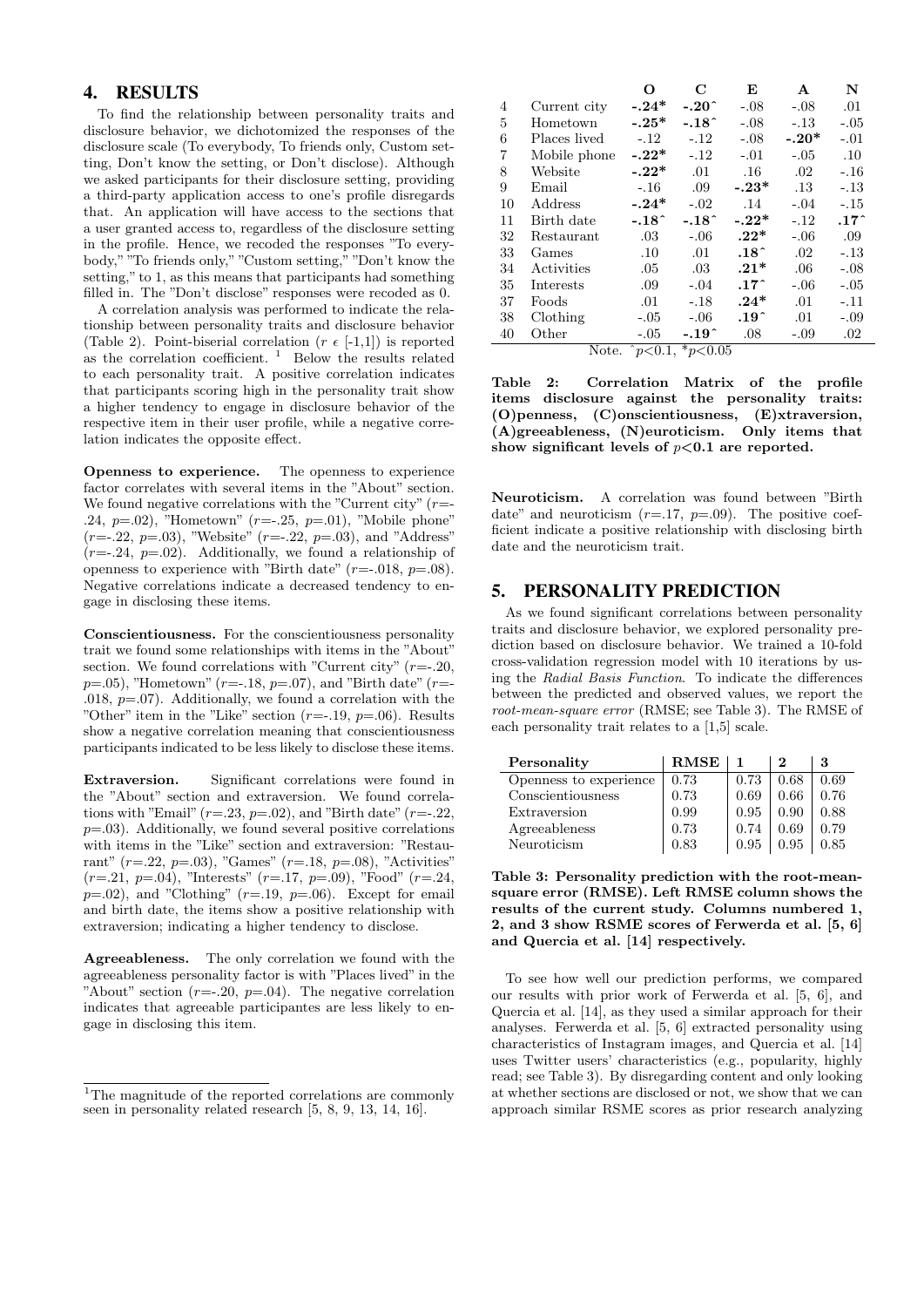## 4. RESULTS

To find the relationship between personality traits and disclosure behavior, we dichotomized the responses of the disclosure scale (To everybody, To friends only, Custom setting, Don't know the setting, or Don't disclose). Although we asked participants for their disclosure setting, providing a third-party application access to one's profile disregards that. An application will have access to the sections that a user granted access to, regardless of the disclosure setting in the profile. Hence, we recoded the responses "To everybody," "To friends only," "Custom setting," "Don't know the setting," to 1, as this means that participants had something filled in. The "Don't disclose" responses were recoded as 0.

A correlation analysis was performed to indicate the relationship between personality traits and disclosure behavior (Table 2). Point-biserial correlation ($r \epsilon$ [-1,1]) is reported as the correlation coefficient. [1] Below the results related to each personality trait. A positive correlation indicates that participants scoring high in the personality trait show a higher tendency to engage in disclosure behavior of the respective item in their user profile, while a negative correlation indicates the opposite effect.

**Openness to experience.** The openness to experience factor correlates with several items in the "About" section. We found negative correlations with the "Current city" ($r$=-.24, $p$=.02), "Hometown" ($r$=-.25, $p$=.01), "Mobile phone" ($r$=-.22, $p$=.03), "Website" ($r$=-.22, $p$=.03), and "Address" ($r$=-.24, $p$=.02). Additionally, we found a relationship of openness to experience with "Birth date" ($r$=-.018, $p$=.08). Negative correlations indicate a decreased tendency to engage in disclosing these items.

**Conscientiousness.** For the conscientiousness personality trait we found some relationships with items in the "About" section. We found correlations with "Current city" ($r$=-.20, $p$=.05), "Hometown" ($r$=-.18, $p$=.07), and "Birth date" ($r$=-.018, $p$=.07). Additionally, we found a correlation with the "Other" item in the "Like" section ($r$=-.19, $p$=.06). Results show a negative correlation meaning that conscientiousness participants indicated to be less likely to disclose these items.

**Extraversion.** Significant correlations were found in the "About" section and extraversion. We found correlations with "Email" ($r$=.23, $p$=.02), and "Birth date" ($r$=-.22, $p$=.03). Additionally, we found several positive correlations with items in the "Like" section and extraversion: "Restaurant" ($r$=.22, $p$=.03), "Games" ($r$=.18, $p$=.08), "Activities" ($r$=.21, $p$=.04), "Interests" ($r$=.17, $p$=.09), "Food" ($r$=.24, $p$=.02), and "Clothing" ($r$=.19, $p$=.06). Except for email and birth date, the items show a positive relationship with extraversion; indicating a higher tendency to disclose.

**Agreeableness.** The only correlation we found with the agreeableness personality factor is with "Places lived" in the "About" section ($r$=-.20, $p$=.04). The negative correlation indicates that agreeable participantes are less likely to engage in disclosing this item.

[1] The magnitude of the reported correlations are commonly seen in personality related research [5, 8, 9, 13, 14, 16].

| | | O | C | E | A | N |
|---|---|---|---|---|---|---|
| 4 | Current city | **-.24*** | **-.20^** | -.08 | -.08 | .01 |
| 5 | Hometown | **-.25*** | **-.18^** | -.08 | -.13 | -.05 |
| 6 | Places lived | -.12 | -.12 | -.08 | **-.20*** | -.01 |
| 7 | Mobile phone | **-.22*** | -.12 | -.01 | -.05 | .10 |
| 8 | Website | **-.22*** | .01 | .16 | .02 | -.16 |
| 9 | Email | -.16 | .09 | **-.23*** | .13 | -.13 |
| 10 | Address | **-.24*** | -.02 | .14 | -.04 | -.15 |
| 11 | Birth date | **-.18^** | **-.18^** | **-.22*** | -.12 | **.17^** |
| 32 | Restaurant | .03 | -.06 | **.22*** | -.06 | .09 |
| 33 | Games | .10 | .01 | **.18^** | .02 | -.13 |
| 34 | Activities | .05 | .03 | **.21*** | .06 | -.08 |
| 35 | Interests | .09 | -.04 | **.17^** | -.06 | -.05 |
| 37 | Foods | .01 | -.18 | **.24*** | .01 | -.11 |
| 38 | Clothing | -.05 | -.06 | **.19^** | .01 | -.09 |
| 40 | Other | -.05 | **-.19^** | .08 | -.09 | .02 |

Note. ^$p$<0.1, *$p$<0.05

**Table 2: Correlation Matrix of the profile items disclosure against the personality traits: (O)penness, (C)onscientiousness, (E)xtraversion, (A)greeableness, (N)euroticism. Only items that show significant levels of $p$<0.1 are reported.**

**Neuroticism.** A correlation was found between "Birth date" and neuroticism ($r$=.17, $p$=.09). The positive coefficient indicate a positive relationship with disclosing birth date and the neuroticism trait.

## 5. PERSONALITY PREDICTION

As we found significant correlations between personality traits and disclosure behavior, we explored personality prediction based on disclosure behavior. We trained a 10-fold cross-validation regression model with 10 iterations by using the *Radial Basis Function*. To indicate the differences between the predicted and observed values, we report the *root-mean-square error* (RMSE; see Table 3). The RMSE of each personality trait relates to a [1,5] scale.

| Personality | RMSE | 1 | 2 | 3 |
|---|---|---|---|---|
| Openness to experience | 0.73 | 0.73 | 0.68 | 0.69 |
| Conscientiousness | 0.73 | 0.69 | 0.66 | 0.76 |
| Extraversion | 0.99 | 0.95 | 0.90 | 0.88 |
| Agreeableness | 0.73 | 0.74 | 0.69 | 0.79 |
| Neuroticism | 0.83 | 0.95 | 0.95 | 0.85 |

**Table 3: Personality prediction with the root-mean-square error (RMSE). Left RMSE column shows the results of the current study. Columns numbered 1, 2, and 3 show RSME scores of Ferwerda et al. [5, 6] and Quercia et al. [14] respectively.**

To see how well our prediction performs, we compared our results with prior work of Ferwerda et al. [5, 6], and Quercia et al. [14], as they used a similar approach for their analyses. Ferwerda et al. [5, 6] extracted personality using characteristics of Instagram images, and Quercia et al. [14] uses Twitter users' characteristics (e.g., popularity, highly read; see Table 3). By disregarding content and only looking at whether sections are disclosed or not, we show that we can approach similar RSME scores as prior research analyzing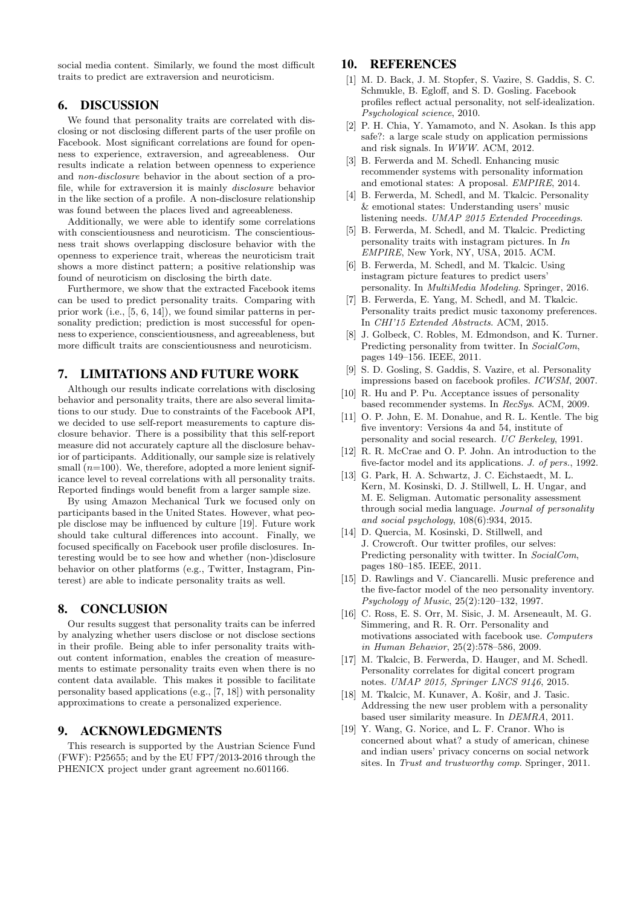social media content. Similarly, we found the most difficult traits to predict are extraversion and neuroticism.

## 6. DISCUSSION

We found that personality traits are correlated with disclosing or not disclosing different parts of the user profile on Facebook. Most significant correlations are found for openness to experience, extraversion, and agreeableness. Our results indicate a relation between openness to experience and *non-disclosure* behavior in the about section of a profile, while for extraversion it is mainly *disclosure* behavior in the like section of a profile. A non-disclosure relationship was found between the places lived and agreeableness.

Additionally, we were able to identify some correlations with conscientiousness and neuroticism. The conscientiousness trait shows overlapping disclosure behavior with the openness to experience trait, whereas the neuroticism trait shows a more distinct pattern; a positive relationship was found of neuroticism on disclosing the birth date.

Furthermore, we show that the extracted Facebook items can be used to predict personality traits. Comparing with prior work (i.e., [5, 6, 14]), we found similar patterns in personality prediction; prediction is most successful for openness to experience, conscientiousness, and agreeableness, but more difficult traits are conscientiousness and neuroticism.

## 7. LIMITATIONS AND FUTURE WORK

Although our results indicate correlations with disclosing behavior and personality traits, there are also several limitations to our study. Due to constraints of the Facebook API, we decided to use self-report measurements to capture disclosure behavior. There is a possibility that this self-report measure did not accurately capture all the disclosure behavior of participants. Additionally, our sample size is relatively small ($n$=100). We, therefore, adopted a more lenient significance level to reveal correlations with all personality traits. Reported findings would benefit from a larger sample size.

By using Amazon Mechanical Turk we focused only on participants based in the United States. However, what people disclose may be influenced by culture [19]. Future work should take cultural differences into account. Finally, we focused specifically on Facebook user profile disclosures. Interesting would be to see how and whether (non-)disclosure behavior on other platforms (e.g., Twitter, Instagram, Pinterest) are able to indicate personality traits as well.

## 8. CONCLUSION

Our results suggest that personality traits can be inferred by analyzing whether users disclose or not disclose sections in their profile. Being able to infer personality traits without content information, enables the creation of measurements to estimate personality traits even when there is no content data available. This makes it possible to facilitate personality based applications (e.g., [7, 18]) with personality approximations to create a personalized experience.

## 9. ACKNOWLEDGMENTS

This research is supported by the Austrian Science Fund (FWF): P25655; and by the EU FP7/2013-2016 through the PHENICX project under grant agreement no.601166.

## 10. REFERENCES

[1] M. D. Back, J. M. Stopfer, S. Vazire, S. Gaddis, S. C. Schmukle, B. Egloff, and S. D. Gosling. Facebook profiles reflect actual personality, not self-idealization. *Psychological science*, 2010.

[2] P. H. Chia, Y. Yamamoto, and N. Asokan. Is this app safe?: a large scale study on application permissions and risk signals. In *WWW*. ACM, 2012.

[3] B. Ferwerda and M. Schedl. Enhancing music recommender systems with personality information and emotional states: A proposal. *EMPIRE*, 2014.

[4] B. Ferwerda, M. Schedl, and M. Tkalcic. Personality & emotional states: Understanding users' music listening needs. *UMAP 2015 Extended Proceedings*.

[5] B. Ferwerda, M. Schedl, and M. Tkalcic. Predicting personality traits with instagram pictures. In *In EMPIRE*, New York, NY, USA, 2015. ACM.

[6] B. Ferwerda, M. Schedl, and M. Tkalcic. Using instagram picture features to predict users' personality. In *MultiMedia Modeling*. Springer, 2016.

[7] B. Ferwerda, E. Yang, M. Schedl, and M. Tkalcic. Personality traits predict music taxonomy preferences. In *CHI'15 Extended Abstracts*. ACM, 2015.

[8] J. Golbeck, C. Robles, M. Edmondson, and K. Turner. Predicting personality from twitter. In *SocialCom*, pages 149–156. IEEE, 2011.

[9] S. D. Gosling, S. Gaddis, S. Vazire, et al. Personality impressions based on facebook profiles. *ICWSM*, 2007.

[10] R. Hu and P. Pu. Acceptance issues of personality based recommender systems. In *RecSys*. ACM, 2009.

[11] O. P. John, E. M. Donahue, and R. L. Kentle. The big five inventory: Versions 4a and 54, institute of personality and social research. *UC Berkeley*, 1991.

[12] R. R. McCrae and O. P. John. An introduction to the five-factor model and its applications. *J. of pers.*, 1992.

[13] G. Park, H. A. Schwartz, J. C. Eichstaedt, M. L. Kern, M. Kosinski, D. J. Stillwell, L. H. Ungar, and M. E. Seligman. Automatic personality assessment through social media language. *Journal of personality and social psychology*, 108(6):934, 2015.

[14] D. Quercia, M. Kosinski, D. Stillwell, and J. Crowcroft. Our twitter profiles, our selves: Predicting personality with twitter. In *SocialCom*, pages 180–185. IEEE, 2011.

[15] D. Rawlings and V. Ciancarelli. Music preference and the five-factor model of the neo personality inventory. *Psychology of Music*, 25(2):120–132, 1997.

[16] C. Ross, E. S. Orr, M. Sisic, J. M. Arseneault, M. G. Simmering, and R. R. Orr. Personality and motivations associated with facebook use. *Computers in Human Behavior*, 25(2):578–586, 2009.

[17] M. Tkalcic, B. Ferwerda, D. Hauger, and M. Schedl. Personality correlates for digital concert program notes. *UMAP 2015, Springer LNCS 9146*, 2015.

[18] M. Tkalcic, M. Kunaver, A. Košir, and J. Tasic. Addressing the new user problem with a personality based user similarity measure. In *DEMRA*, 2011.

[19] Y. Wang, G. Norice, and L. F. Cranor. Who is concerned about what? a study of american, chinese and indian users' privacy concerns on social network sites. In *Trust and trustworthy comp.* Springer, 2011.